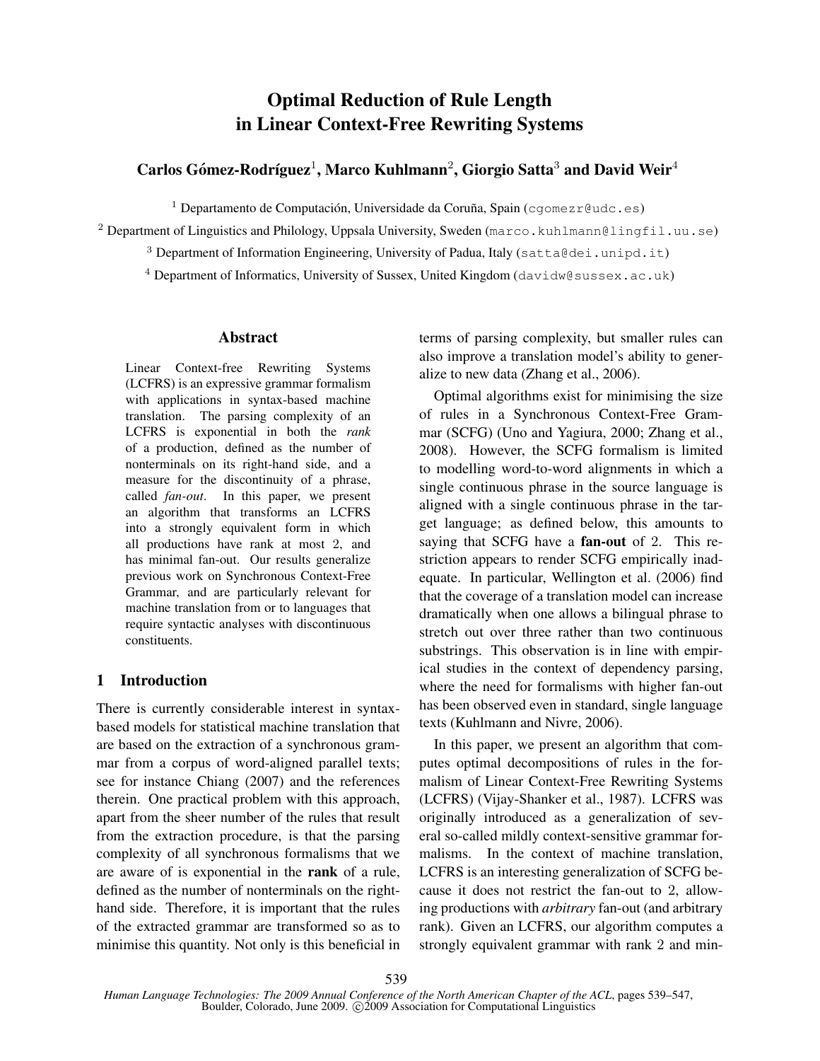# Optimal Reduction of Rule Length in Linear Context-Free Rewriting Systems

**Carlos Gómez-Rodríguez**[1], **Marco Kuhlmann**[2], **Giorgio Satta**[3] **and David Weir**[4]

[1] Departamento de Computación, Universidade da Coruña, Spain (cgomezr@udc.es)

[2] Department of Linguistics and Philology, Uppsala University, Sweden (marco.kuhlmann@lingfil.uu.se)

[3] Department of Information Engineering, University of Padua, Italy (satta@dei.unipd.it)

[4] Department of Informatics, University of Sussex, United Kingdom (davidw@sussex.ac.uk)

## Abstract

Linear Context-free Rewriting Systems (LCFRS) is an expressive grammar formalism with applications in syntax-based machine translation. The parsing complexity of an LCFRS is exponential in both the *rank* of a production, defined as the number of nonterminals on its right-hand side, and a measure for the discontinuity of a phrase, called *fan-out*. In this paper, we present an algorithm that transforms an LCFRS into a strongly equivalent form in which all productions have rank at most 2, and has minimal fan-out. Our results generalize previous work on Synchronous Context-Free Grammar, and are particularly relevant for machine translation from or to languages that require syntactic analyses with discontinuous constituents.

## 1 Introduction

There is currently considerable interest in syntax-based models for statistical machine translation that are based on the extraction of a synchronous grammar from a corpus of word-aligned parallel texts; see for instance Chiang (2007) and the references therein. One practical problem with this approach, apart from the sheer number of the rules that result from the extraction procedure, is that the parsing complexity of all synchronous formalisms that we are aware of is exponential in the **rank** of a rule, defined as the number of nonterminals on the right-hand side. Therefore, it is important that the rules of the extracted grammar are transformed so as to minimise this quantity. Not only is this beneficial in terms of parsing complexity, but smaller rules can also improve a translation model's ability to generalize to new data (Zhang et al., 2006).

Optimal algorithms exist for minimising the size of rules in a Synchronous Context-Free Grammar (SCFG) (Uno and Yagiura, 2000; Zhang et al., 2008). However, the SCFG formalism is limited to modelling word-to-word alignments in which a single continuous phrase in the source language is aligned with a single continuous phrase in the target language; as defined below, this amounts to saying that SCFG have a **fan-out** of 2. This restriction appears to render SCFG empirically inadequate. In particular, Wellington et al. (2006) find that the coverage of a translation model can increase dramatically when one allows a bilingual phrase to stretch out over three rather than two continuous substrings. This observation is in line with empirical studies in the context of dependency parsing, where the need for formalisms with higher fan-out has been observed even in standard, single language texts (Kuhlmann and Nivre, 2006).

In this paper, we present an algorithm that computes optimal decompositions of rules in the formalism of Linear Context-Free Rewriting Systems (LCFRS) (Vijay-Shanker et al., 1987). LCFRS was originally introduced as a generalization of several so-called mildly context-sensitive grammar formalisms. In the context of machine translation, LCFRS is an interesting generalization of SCFG because it does not restrict the fan-out to 2, allowing productions with *arbitrary* fan-out (and arbitrary rank). Given an LCFRS, our algorithm computes a strongly equivalent grammar with rank 2 and min-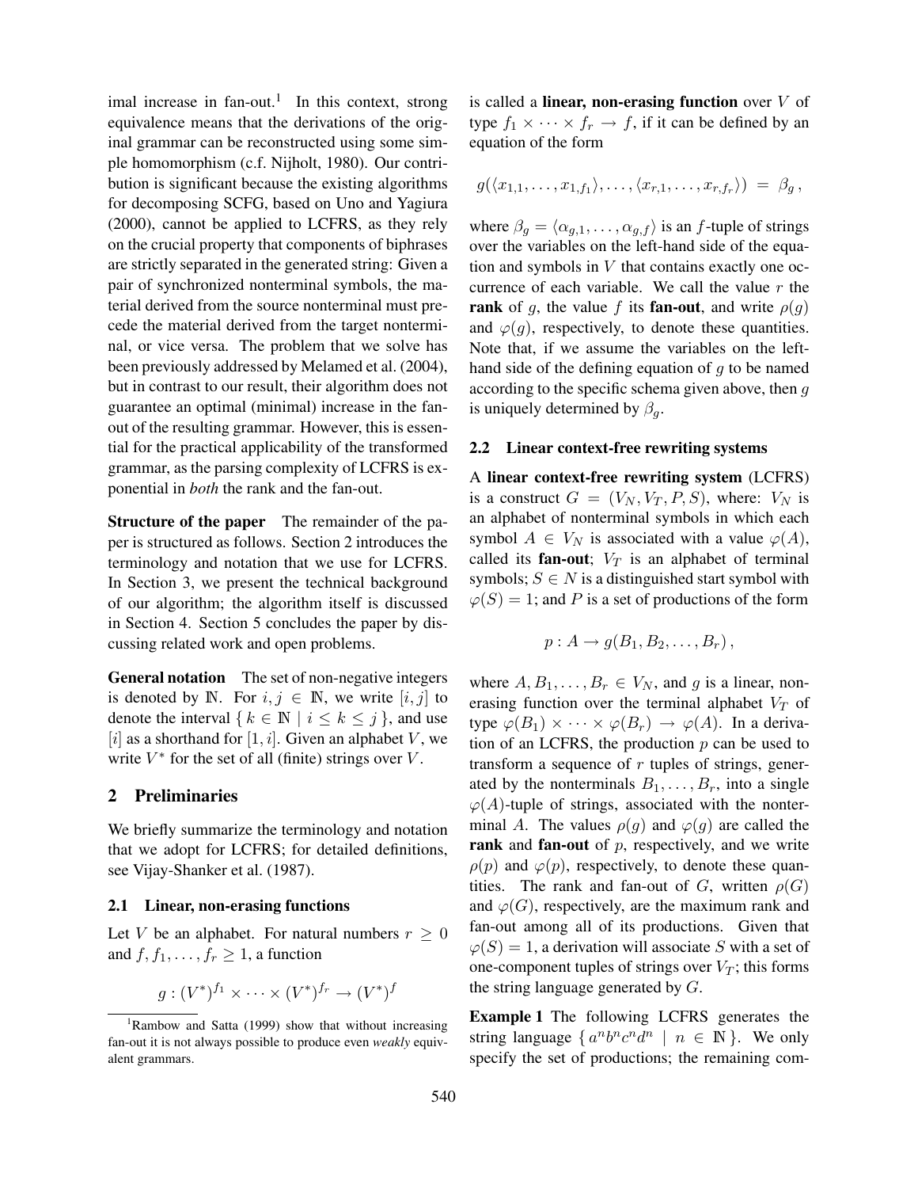imal increase in fan-out.[1] In this context, strong equivalence means that the derivations of the original grammar can be reconstructed using some simple homomorphism (c.f. Nijholt, 1980). Our contribution is significant because the existing algorithms for decomposing SCFG, based on Uno and Yagiura (2000), cannot be applied to LCFRS, as they rely on the crucial property that components of biphrases are strictly separated in the generated string: Given a pair of synchronized nonterminal symbols, the material derived from the source nonterminal must precede the material derived from the target nonterminal, or vice versa. The problem that we solve has been previously addressed by Melamed et al. (2004), but in contrast to our result, their algorithm does not guarantee an optimal (minimal) increase in the fan-out of the resulting grammar. However, this is essential for the practical applicability of the transformed grammar, as the parsing complexity of LCFRS is exponential in *both* the rank and the fan-out.

**Structure of the paper** The remainder of the paper is structured as follows. Section 2 introduces the terminology and notation that we use for LCFRS. In Section 3, we present the technical background of our algorithm; the algorithm itself is discussed in Section 4. Section 5 concludes the paper by discussing related work and open problems.

**General notation** The set of non-negative integers is denoted by $\mathbb{N}$. For $i, j \in \mathbb{N}$, we write $[i, j]$ to denote the interval $\{ k \in \mathbb{N} \mid i \leq k \leq j \}$, and use $[i]$ as a shorthand for $[1, i]$. Given an alphabet $V$, we write $V^*$ for the set of all (finite) strings over $V$.

## 2 Preliminaries

We briefly summarize the terminology and notation that we adopt for LCFRS; for detailed definitions, see Vijay-Shanker et al. (1987).

### 2.1 Linear, non-erasing functions

Let $V$ be an alphabet. For natural numbers $r \geq 0$ and $f, f_1, \ldots, f_r \geq 1$, a function

$$g : (V^*)^{f_1} \times \cdots \times (V^*)^{f_r} \to (V^*)^f$$

is called a **linear, non-erasing function** over $V$ of type $f_1 \times \cdots \times f_r \to f$, if it can be defined by an equation of the form

$$g(\langle x_{1,1}, \ldots, x_{1,f_1} \rangle, \ldots, \langle x_{r,1}, \ldots, x_{r,f_r} \rangle) = \beta_g ,$$

where $\beta_g = \langle \alpha_{g,1}, \ldots, \alpha_{g,f} \rangle$ is an $f$-tuple of strings over the variables on the left-hand side of the equation and symbols in $V$ that contains exactly one occurrence of each variable. We call the value $r$ the **rank** of $g$, the value $f$ its **fan-out**, and write $\rho(g)$ and $\varphi(g)$, respectively, to denote these quantities. Note that, if we assume the variables on the left-hand side of the defining equation of $g$ to be named according to the specific schema given above, then $g$ is uniquely determined by $\beta_g$.

### 2.2 Linear context-free rewriting systems

A **linear context-free rewriting system** (LCFRS) is a construct $G = (V_N, V_T, P, S)$, where: $V_N$ is an alphabet of nonterminal symbols in which each symbol $A \in V_N$ is associated with a value $\varphi(A)$, called its **fan-out**; $V_T$ is an alphabet of terminal symbols; $S \in N$ is a distinguished start symbol with $\varphi(S) = 1$; and $P$ is a set of productions of the form

$$p : A \to g(B_1, B_2, \ldots, B_r) ,$$

where $A, B_1, \ldots, B_r \in V_N$, and $g$ is a linear, non-erasing function over the terminal alphabet $V_T$ of type $\varphi(B_1) \times \cdots \times \varphi(B_r) \to \varphi(A)$. In a derivation of an LCFRS, the production $p$ can be used to transform a sequence of $r$ tuples of strings, generated by the nonterminals $B_1, \ldots, B_r$, into a single $\varphi(A)$-tuple of strings, associated with the nonterminal $A$. The values $\rho(g)$ and $\varphi(g)$ are called the **rank** and **fan-out** of $p$, respectively, and we write $\rho(p)$ and $\varphi(p)$, respectively, to denote these quantities. The rank and fan-out of $G$, written $\rho(G)$ and $\varphi(G)$, respectively, are the maximum rank and fan-out among all of its productions. Given that $\varphi(S) = 1$, a derivation will associate $S$ with a set of one-component tuples of strings over $V_T$; this forms the string language generated by $G$.

**Example 1** The following LCFRS generates the string language $\{ a^n b^n c^n d^n \mid n \in \mathbb{N} \}$. We only specify the set of productions; the remaining com-

[1] Rambow and Satta (1999) show that without increasing fan-out it is not always possible to produce even *weakly* equivalent grammars.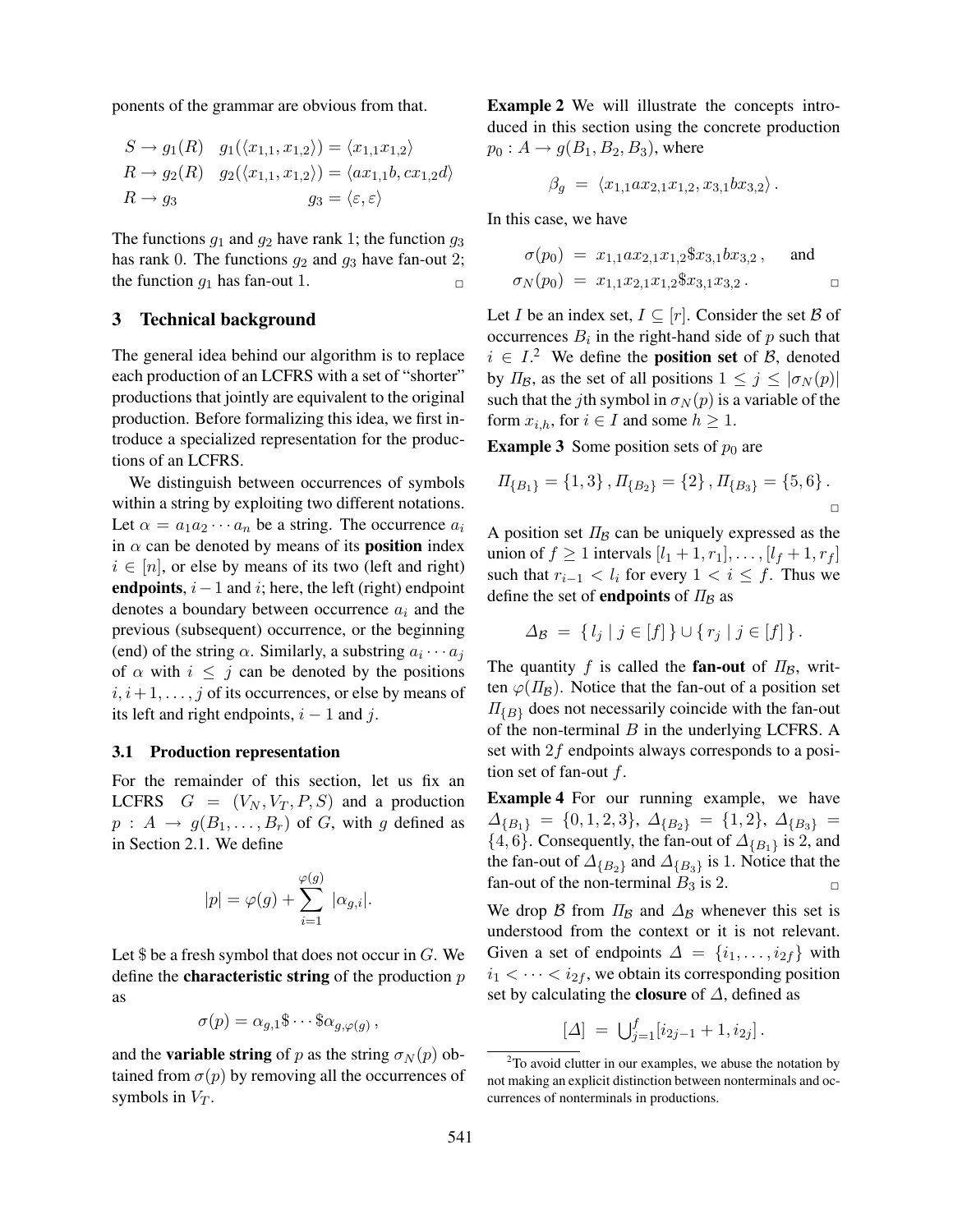ponents of the grammar are obvious from that.

$$
\begin{array}{ll}
S \rightarrow g_1(R) & g_1(\langle x_{1,1}, x_{1,2}\rangle) = \langle x_{1,1}x_{1,2}\rangle \\
R \rightarrow g_2(R) & g_2(\langle x_{1,1}, x_{1,2}\rangle) = \langle ax_{1,1}b, cx_{1,2}d\rangle \\
R \rightarrow g_3 & g_3 = \langle \varepsilon, \varepsilon\rangle
\end{array}
$$

The functions $g_1$ and $g_2$ have rank 1; the function $g_3$ has rank 0. The functions $g_2$ and $g_3$ have fan-out 2; the function $g_1$ has fan-out 1. □

## 3 Technical background

The general idea behind our algorithm is to replace each production of an LCFRS with a set of "shorter" productions that jointly are equivalent to the original production. Before formalizing this idea, we first introduce a specialized representation for the productions of an LCFRS.

We distinguish between occurrences of symbols within a string by exploiting two different notations. Let $\alpha = a_1 a_2 \cdots a_n$ be a string. The occurrence $a_i$ in $\alpha$ can be denoted by means of its **position** index $i \in [n]$, or else by means of its two (left and right) **endpoints**, $i-1$ and $i$; here, the left (right) endpoint denotes a boundary between occurrence $a_i$ and the previous (subsequent) occurrence, or the beginning (end) of the string $\alpha$. Similarly, a substring $a_i \cdots a_j$ of $\alpha$ with $i \leq j$ can be denoted by the positions $i, i+1, \ldots, j$ of its occurrences, or else by means of its left and right endpoints, $i-1$ and $j$.

### 3.1 Production representation

For the remainder of this section, let us fix an LCFRS $G = (V_N, V_T, P, S)$ and a production $p : A \rightarrow g(B_1, \ldots, B_r)$ of $G$, with $g$ defined as in Section 2.1. We define

$$
|p| = \varphi(g) + \sum_{i=1}^{\varphi(g)} |\alpha_{g,i}|.
$$

Let \$ be a fresh symbol that does not occur in $G$. We define the **characteristic string** of the production $p$ as

$$
\sigma(p) = \alpha_{g,1}\$ \cdots \$\alpha_{g,\varphi(g)}\,,
$$

and the **variable string** of $p$ as the string $\sigma_N(p)$ obtained from $\sigma(p)$ by removing all the occurrences of symbols in $V_T$.

**Example 2** We will illustrate the concepts introduced in this section using the concrete production $p_0 : A \rightarrow g(B_1, B_2, B_3)$, where

$$
\beta_g \;=\; \langle x_{1,1}ax_{2,1}x_{1,2}, x_{3,1}bx_{3,2}\rangle\,.
$$

In this case, we have

$$
\begin{array}{rcl}
\sigma(p_0) & = & x_{1,1}ax_{2,1}x_{1,2}\$x_{3,1}bx_{3,2}\,, \quad \text{and} \\
\sigma_N(p_0) & = & x_{1,1}x_{2,1}x_{1,2}\$x_{3,1}x_{3,2}\,.
\end{array}
$$

□

Let $I$ be an index set, $I \subseteq [r]$. Consider the set $\mathcal{B}$ of occurrences $B_i$ in the right-hand side of $p$ such that $i \in I$.[2] We define the **position set** of $\mathcal{B}$, denoted by $\Pi_{\mathcal{B}}$, as the set of all positions $1 \leq j \leq |\sigma_N(p)|$ such that the $j$th symbol in $\sigma_N(p)$ is a variable of the form $x_{i,h}$, for $i \in I$ and some $h \geq 1$.

**Example 3** Some position sets of $p_0$ are

$$
\Pi_{\{B_1\}} = \{1, 3\}\,, \Pi_{\{B_2\}} = \{2\}\,, \Pi_{\{B_3\}} = \{5, 6\}\,.
$$

□

A position set $\Pi_{\mathcal{B}}$ can be uniquely expressed as the union of $f \geq 1$ intervals $[l_1+1, r_1], \ldots, [l_f+1, r_f]$ such that $r_{i-1} < l_i$ for every $1 < i \leq f$. Thus we define the set of **endpoints** of $\Pi_{\mathcal{B}}$ as

$$
\Delta_{\mathcal{B}} \;=\; \{\, l_j \mid j \in [f]\,\} \cup \{\, r_j \mid j \in [f]\,\}\,.
$$

The quantity $f$ is called the **fan-out** of $\Pi_{\mathcal{B}}$, written $\varphi(\Pi_{\mathcal{B}})$. Notice that the fan-out of a position set $\Pi_{\{B\}}$ does not necessarily coincide with the fan-out of the non-terminal $B$ in the underlying LCFRS. A set with $2f$ endpoints always corresponds to a position set of fan-out $f$.

**Example 4** For our running example, we have $\Delta_{\{B_1\}} = \{0, 1, 2, 3\}$, $\Delta_{\{B_2\}} = \{1, 2\}$, $\Delta_{\{B_3\}} = \{4, 6\}$. Consequently, the fan-out of $\Delta_{\{B_1\}}$ is 2, and the fan-out of $\Delta_{\{B_2\}}$ and $\Delta_{\{B_3\}}$ is 1. Notice that the fan-out of the non-terminal $B_3$ is 2. □

We drop $\mathcal{B}$ from $\Pi_{\mathcal{B}}$ and $\Delta_{\mathcal{B}}$ whenever this set is understood from the context or it is not relevant. Given a set of endpoints $\Delta = \{i_1, \ldots, i_{2f}\}$ with $i_1 < \cdots < i_{2f}$, we obtain its corresponding position set by calculating the **closure** of $\Delta$, defined as

$$
[\Delta] \;=\; \textstyle\bigcup_{j=1}^{f} [i_{2j-1}+1, i_{2j}]\,.
$$

[2] To avoid clutter in our examples, we abuse the notation by not making an explicit distinction between nonterminals and occurrences of nonterminals in productions.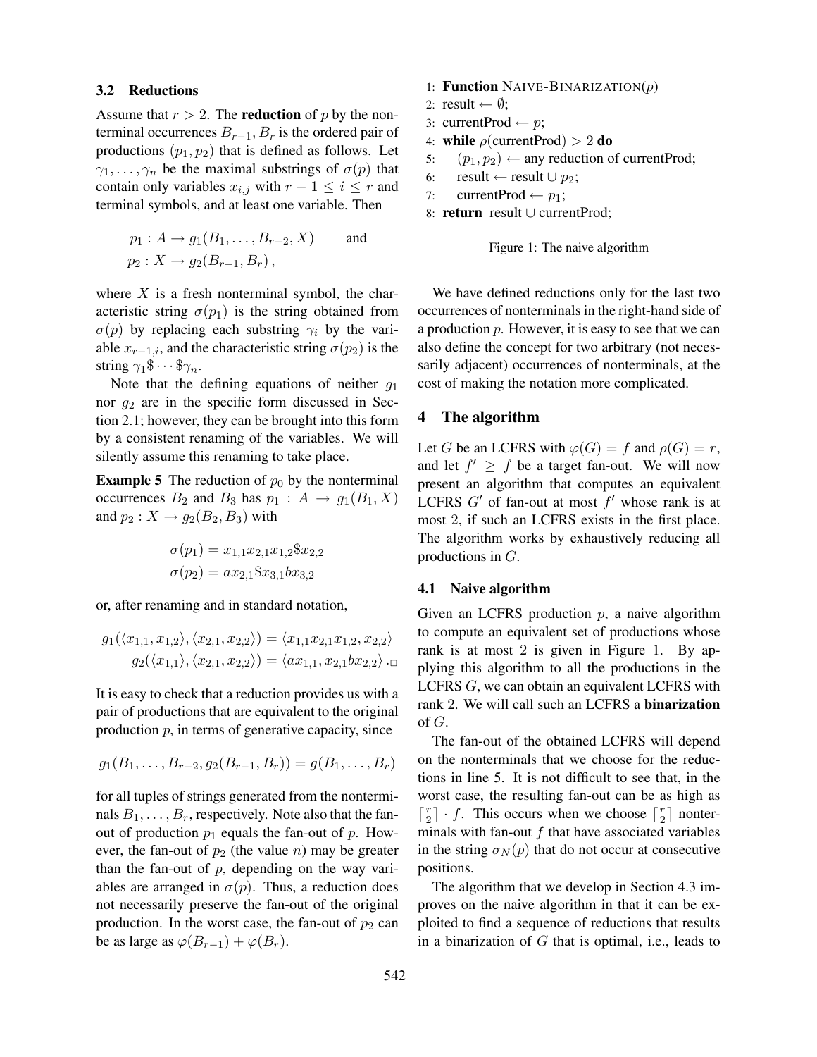### 3.2 Reductions

Assume that $r > 2$. The **reduction** of $p$ by the nonterminal occurrences $B_{r-1}, B_r$ is the ordered pair of productions $(p_1, p_2)$ that is defined as follows. Let $\gamma_1, \ldots, \gamma_n$ be the maximal substrings of $\sigma(p)$ that contain only variables $x_{i,j}$ with $r-1 \leq i \leq r$ and terminal symbols, and at least one variable. Then

$$p_1 : A \to g_1(B_1, \ldots, B_{r-2}, X) \qquad \text{and}$$
$$p_2 : X \to g_2(B_{r-1}, B_r)\,,$$

where $X$ is a fresh nonterminal symbol, the characteristic string $\sigma(p_1)$ is the string obtained from $\sigma(p)$ by replacing each substring $\gamma_i$ by the variable $x_{r-1,i}$, and the characteristic string $\sigma(p_2)$ is the string $\gamma_1\$ \cdots \$\gamma_n$.

Note that the defining equations of neither $g_1$ nor $g_2$ are in the specific form discussed in Section 2.1; however, they can be brought into this form by a consistent renaming of the variables. We will silently assume this renaming to take place.

**Example 5** The reduction of $p_0$ by the nonterminal occurrences $B_2$ and $B_3$ has $p_1 : A \to g_1(B_1, X)$ and $p_2 : X \to g_2(B_2, B_3)$ with

$$\sigma(p_1) = x_{1,1}x_{2,1}x_{1,2}\$x_{2,2}$$
$$\sigma(p_2) = ax_{2,1}\$x_{3,1}bx_{3,2}$$

or, after renaming and in standard notation,

$$g_1(\langle x_{1,1}, x_{1,2}\rangle, \langle x_{2,1}, x_{2,2}\rangle) = \langle x_{1,1}x_{2,1}x_{1,2}, x_{2,2}\rangle$$
$$g_2(\langle x_{1,1}\rangle, \langle x_{2,1}, x_{2,2}\rangle) = \langle ax_{1,1}, x_{2,1}bx_{2,2}\rangle\,. \square$$

It is easy to check that a reduction provides us with a pair of productions that are equivalent to the original production $p$, in terms of generative capacity, since

$$g_1(B_1, \ldots, B_{r-2}, g_2(B_{r-1}, B_r)) = g(B_1, \ldots, B_r)$$

for all tuples of strings generated from the nonterminals $B_1, \ldots, B_r$, respectively. Note also that the fan-out of production $p_1$ equals the fan-out of $p$. However, the fan-out of $p_2$ (the value $n$) may be greater than the fan-out of $p$, depending on the way variables are arranged in $\sigma(p)$. Thus, a reduction does not necessarily preserve the fan-out of the original production. In the worst case, the fan-out of $p_2$ can be as large as $\varphi(B_{r-1}) + \varphi(B_r)$.

```
1: Function NAIVE-BINARIZATION(p)
2: result ← ∅;
3: currentProd ← p;
4: while ρ(currentProd) > 2 do
5:     (p1, p2) ← any reduction of currentProd;
6:     result ← result ∪ p2;
7:     currentProd ← p1;
8: return result ∪ currentProd;
```

Figure 1: The naive algorithm

We have defined reductions only for the last two occurrences of nonterminals in the right-hand side of a production $p$. However, it is easy to see that we can also define the concept for two arbitrary (not necessarily adjacent) occurrences of nonterminals, at the cost of making the notation more complicated.

## 4 The algorithm

Let $G$ be an LCFRS with $\varphi(G) = f$ and $\rho(G) = r$, and let $f' \geq f$ be a target fan-out. We will now present an algorithm that computes an equivalent LCFRS $G'$ of fan-out at most $f'$ whose rank is at most 2, if such an LCFRS exists in the first place. The algorithm works by exhaustively reducing all productions in $G$.

### 4.1 Naive algorithm

Given an LCFRS production $p$, a naive algorithm to compute an equivalent set of productions whose rank is at most 2 is given in Figure 1. By applying this algorithm to all the productions in the LCFRS $G$, we can obtain an equivalent LCFRS with rank 2. We will call such an LCFRS a **binarization** of $G$.

The fan-out of the obtained LCFRS will depend on the nonterminals that we choose for the reductions in line 5. It is not difficult to see that, in the worst case, the resulting fan-out can be as high as $\lceil \frac{r}{2} \rceil \cdot f$. This occurs when we choose $\lceil \frac{r}{2} \rceil$ nonterminals with fan-out $f$ that have associated variables in the string $\sigma_N(p)$ that do not occur at consecutive positions.

The algorithm that we develop in Section 4.3 improves on the naive algorithm in that it can be exploited to find a sequence of reductions that results in a binarization of $G$ that is optimal, i.e., leads to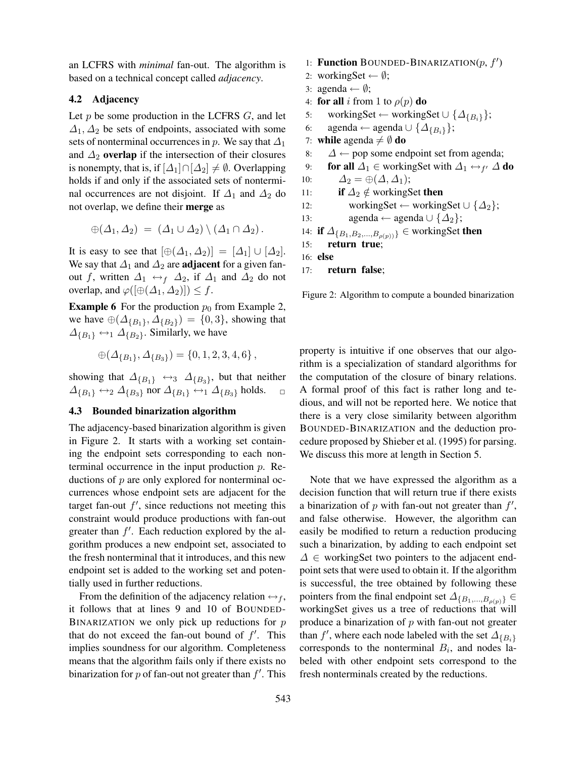an LCFRS with *minimal* fan-out. The algorithm is based on a technical concept called *adjacency*.

### 4.2 Adjacency

Let $p$ be some production in the LCFRS $G$, and let $\Delta_1, \Delta_2$ be sets of endpoints, associated with some sets of nonterminal occurrences in $p$. We say that $\Delta_1$ and $\Delta_2$ **overlap** if the intersection of their closures is nonempty, that is, if $[\Delta_1] \cap [\Delta_2] \neq \emptyset$. Overlapping holds if and only if the associated sets of nonterminal occurrences are not disjoint. If $\Delta_1$ and $\Delta_2$ do not overlap, we define their **merge** as

$$\oplus(\Delta_1, \Delta_2) \;=\; (\Delta_1 \cup \Delta_2) \setminus (\Delta_1 \cap \Delta_2)\,.$$

It is easy to see that $[\oplus(\Delta_1, \Delta_2)] = [\Delta_1] \cup [\Delta_2]$. We say that $\Delta_1$ and $\Delta_2$ are **adjacent** for a given fan-out $f$, written $\Delta_1 \leftrightarrow_f \Delta_2$, if $\Delta_1$ and $\Delta_2$ do not overlap, and $\varphi([\oplus(\Delta_1, \Delta_2)]) \leq f$.

**Example 6** For the production $p_0$ from Example 2, we have $\oplus(\Delta_{\{B_1\}}, \Delta_{\{B_2\}}) = \{0, 3\}$, showing that $\Delta_{\{B_1\}} \leftrightarrow_1 \Delta_{\{B_2\}}$. Similarly, we have

$$\oplus(\Delta_{\{B_1\}}, \Delta_{\{B_3\}}) = \{0, 1, 2, 3, 4, 6\}\,,$$

showing that $\Delta_{\{B_1\}} \leftrightarrow_3 \Delta_{\{B_3\}}$, but that neither $\Delta_{\{B_1\}} \leftrightarrow_2 \Delta_{\{B_3\}}$ nor $\Delta_{\{B_1\}} \leftrightarrow_1 \Delta_{\{B_3\}}$ holds. □

### 4.3 Bounded binarization algorithm

The adjacency-based binarization algorithm is given in Figure 2. It starts with a working set containing the endpoint sets corresponding to each nonterminal occurrence in the input production $p$. Reductions of $p$ are only explored for nonterminal occurrences whose endpoint sets are adjacent for the target fan-out $f'$, since reductions not meeting this constraint would produce productions with fan-out greater than $f'$. Each reduction explored by the algorithm produces a new endpoint set, associated to the fresh nonterminal that it introduces, and this new endpoint set is added to the working set and potentially used in further reductions.

From the definition of the adjacency relation $\leftrightarrow_f$, it follows that at lines 9 and 10 of BOUNDED-BINARIZATION we only pick up reductions for $p$ that do not exceed the fan-out bound of $f'$. This implies soundness for our algorithm. Completeness means that the algorithm fails only if there exists no binarization for $p$ of fan-out not greater than $f'$. This

```
1: Function BOUNDED-BINARIZATION(p, f')
2: workingSet ← ∅;
3: agenda ← ∅;
4: for all i from 1 to ρ(p) do
5:     workingSet ← workingSet ∪ {Δ_{B_i}};
6:     agenda ← agenda ∪ {Δ_{B_i}};
7: while agenda ≠ ∅ do
8:     Δ ← pop some endpoint set from agenda;
9:     for all Δ_1 ∈ workingSet with Δ_1 ↔_{f'} Δ do
10:        Δ_2 = ⊕(Δ, Δ_1);
11:        if Δ_2 ∉ workingSet then
12:            workingSet ← workingSet ∪ {Δ_2};
13:            agenda ← agenda ∪ {Δ_2};
14: if Δ_{B_1,B_2,...,B_ρ(p)} ∈ workingSet then
15:     return true;
16: else
17:     return false;
```

Figure 2: Algorithm to compute a bounded binarization

property is intuitive if one observes that our algorithm is a specialization of standard algorithms for the computation of the closure of binary relations. A formal proof of this fact is rather long and tedious, and will not be reported here. We notice that there is a very close similarity between algorithm BOUNDED-BINARIZATION and the deduction procedure proposed by Shieber et al. (1995) for parsing. We discuss this more at length in Section 5.

Note that we have expressed the algorithm as a decision function that will return true if there exists a binarization of $p$ with fan-out not greater than $f'$, and false otherwise. However, the algorithm can easily be modified to return a reduction producing such a binarization, by adding to each endpoint set $\Delta \in$ workingSet two pointers to the adjacent endpoint sets that were used to obtain it. If the algorithm is successful, the tree obtained by following these pointers from the final endpoint set $\Delta_{\{B_1,\ldots,B_{\rho(p)}\}} \in$ workingSet gives us a tree of reductions that will produce a binarization of $p$ with fan-out not greater than $f'$, where each node labeled with the set $\Delta_{\{B_i\}}$ corresponds to the nonterminal $B_i$, and nodes labeled with other endpoint sets correspond to the fresh nonterminals created by the reductions.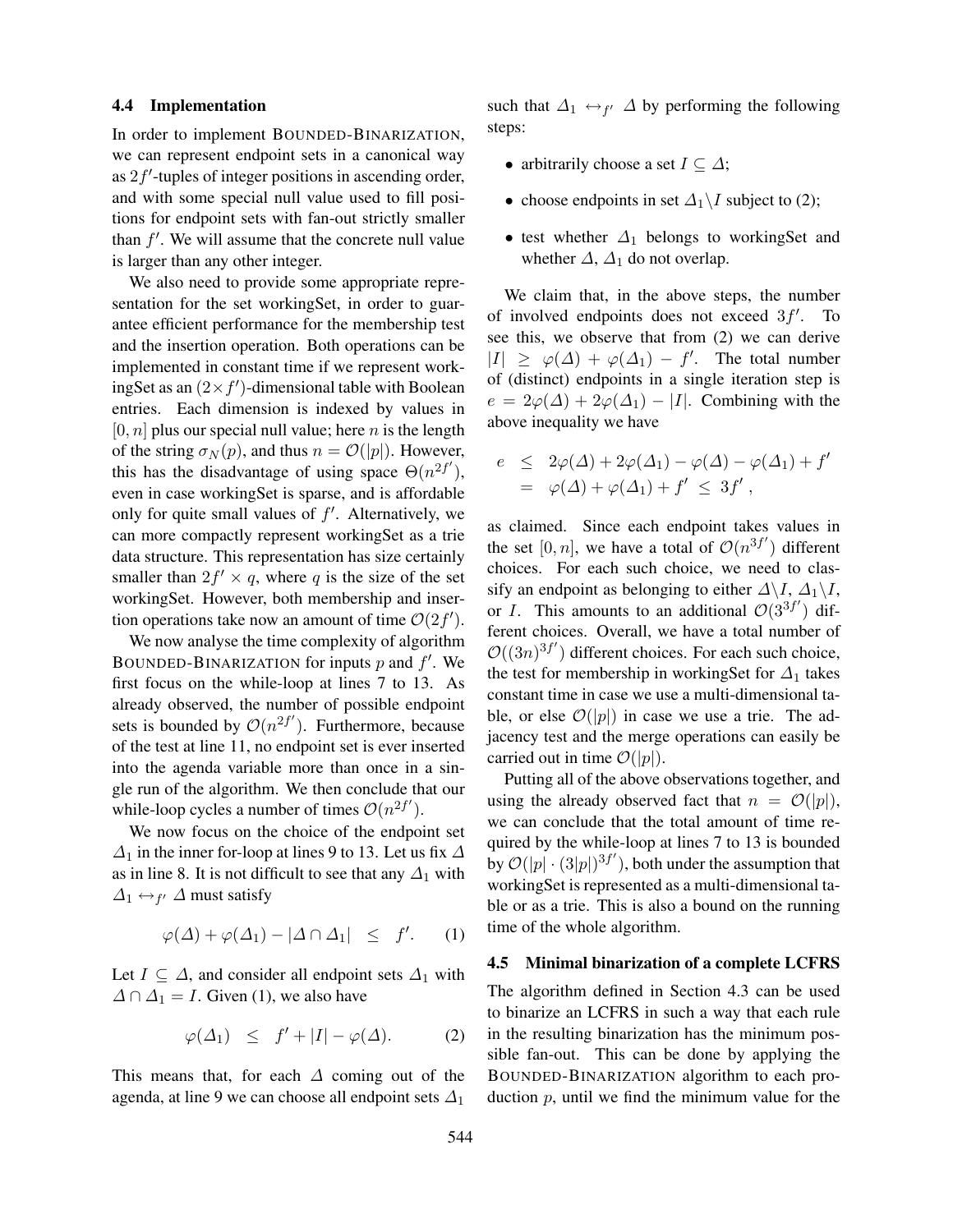### 4.4 Implementation

In order to implement BOUNDED-BINARIZATION, we can represent endpoint sets in a canonical way as $2f'$-tuples of integer positions in ascending order, and with some special null value used to fill positions for endpoint sets with fan-out strictly smaller than $f'$. We will assume that the concrete null value is larger than any other integer.

We also need to provide some appropriate representation for the set workingSet, in order to guarantee efficient performance for the membership test and the insertion operation. Both operations can be implemented in constant time if we represent workingSet as an $(2 \times f')$-dimensional table with Boolean entries. Each dimension is indexed by values in $[0, n]$ plus our special null value; here $n$ is the length of the string $\sigma_N(p)$, and thus $n = \mathcal{O}(|p|)$. However, this has the disadvantage of using space $\Theta(n^{2f'})$, even in case workingSet is sparse, and is affordable only for quite small values of $f'$. Alternatively, we can more compactly represent workingSet as a trie data structure. This representation has size certainly smaller than $2f' \times q$, where $q$ is the size of the set workingSet. However, both membership and insertion operations take now an amount of time $\mathcal{O}(2f')$.

We now analyse the time complexity of algorithm BOUNDED-BINARIZATION for inputs $p$ and $f'$. We first focus on the while-loop at lines 7 to 13. As already observed, the number of possible endpoint sets is bounded by $\mathcal{O}(n^{2f'})$. Furthermore, because of the test at line 11, no endpoint set is ever inserted into the agenda variable more than once in a single run of the algorithm. We then conclude that our while-loop cycles a number of times $\mathcal{O}(n^{2f'})$.

We now focus on the choice of the endpoint set $\Delta_1$ in the inner for-loop at lines 9 to 13. Let us fix $\Delta$ as in line 8. It is not difficult to see that any $\Delta_1$ with $\Delta_1 \leftrightarrow_{f'} \Delta$ must satisfy

$$\varphi(\Delta) + \varphi(\Delta_1) - |\Delta \cap \Delta_1| \quad \leq \quad f'. \qquad (1)$$

Let $I \subseteq \Delta$, and consider all endpoint sets $\Delta_1$ with $\Delta \cap \Delta_1 = I$. Given (1), we also have

$$\varphi(\Delta_1) \quad \leq \quad f' + |I| - \varphi(\Delta). \qquad (2)$$

This means that, for each $\Delta$ coming out of the agenda, at line 9 we can choose all endpoint sets $\Delta_1$ such that $\Delta_1 \leftrightarrow_{f'} \Delta$ by performing the following steps:

- arbitrarily choose a set $I \subseteq \Delta$;
- choose endpoints in set $\Delta_1 \backslash I$ subject to (2);
- test whether $\Delta_1$ belongs to workingSet and whether $\Delta$, $\Delta_1$ do not overlap.

We claim that, in the above steps, the number of involved endpoints does not exceed $3f'$. To see this, we observe that from (2) we can derive $|I| \geq \varphi(\Delta) + \varphi(\Delta_1) - f'$. The total number of (distinct) endpoints in a single iteration step is $e = 2\varphi(\Delta) + 2\varphi(\Delta_1) - |I|$. Combining with the above inequality we have

$$\begin{aligned} e &\leq 2\varphi(\Delta) + 2\varphi(\Delta_1) - \varphi(\Delta) - \varphi(\Delta_1) + f' \\ &= \varphi(\Delta) + \varphi(\Delta_1) + f' \leq 3f' , \end{aligned}$$

as claimed. Since each endpoint takes values in the set $[0, n]$, we have a total of $\mathcal{O}(n^{3f'})$ different choices. For each such choice, we need to classify an endpoint as belonging to either $\Delta \backslash I$, $\Delta_1 \backslash I$, or $I$. This amounts to an additional $\mathcal{O}(3^{3f'})$ different choices. Overall, we have a total number of $\mathcal{O}((3n)^{3f'})$ different choices. For each such choice, the test for membership in workingSet for $\Delta_1$ takes constant time in case we use a multi-dimensional table, or else $\mathcal{O}(|p|)$ in case we use a trie. The adjacency test and the merge operations can easily be carried out in time $\mathcal{O}(|p|)$.

Putting all of the above observations together, and using the already observed fact that $n = \mathcal{O}(|p|)$, we can conclude that the total amount of time required by the while-loop at lines 7 to 13 is bounded by $\mathcal{O}(|p| \cdot (3|p|)^{3f'})$, both under the assumption that workingSet is represented as a multi-dimensional table or as a trie. This is also a bound on the running time of the whole algorithm.

### 4.5 Minimal binarization of a complete LCFRS

The algorithm defined in Section 4.3 can be used to binarize an LCFRS in such a way that each rule in the resulting binarization has the minimum possible fan-out. This can be done by applying the BOUNDED-BINARIZATION algorithm to each production $p$, until we find the minimum value for the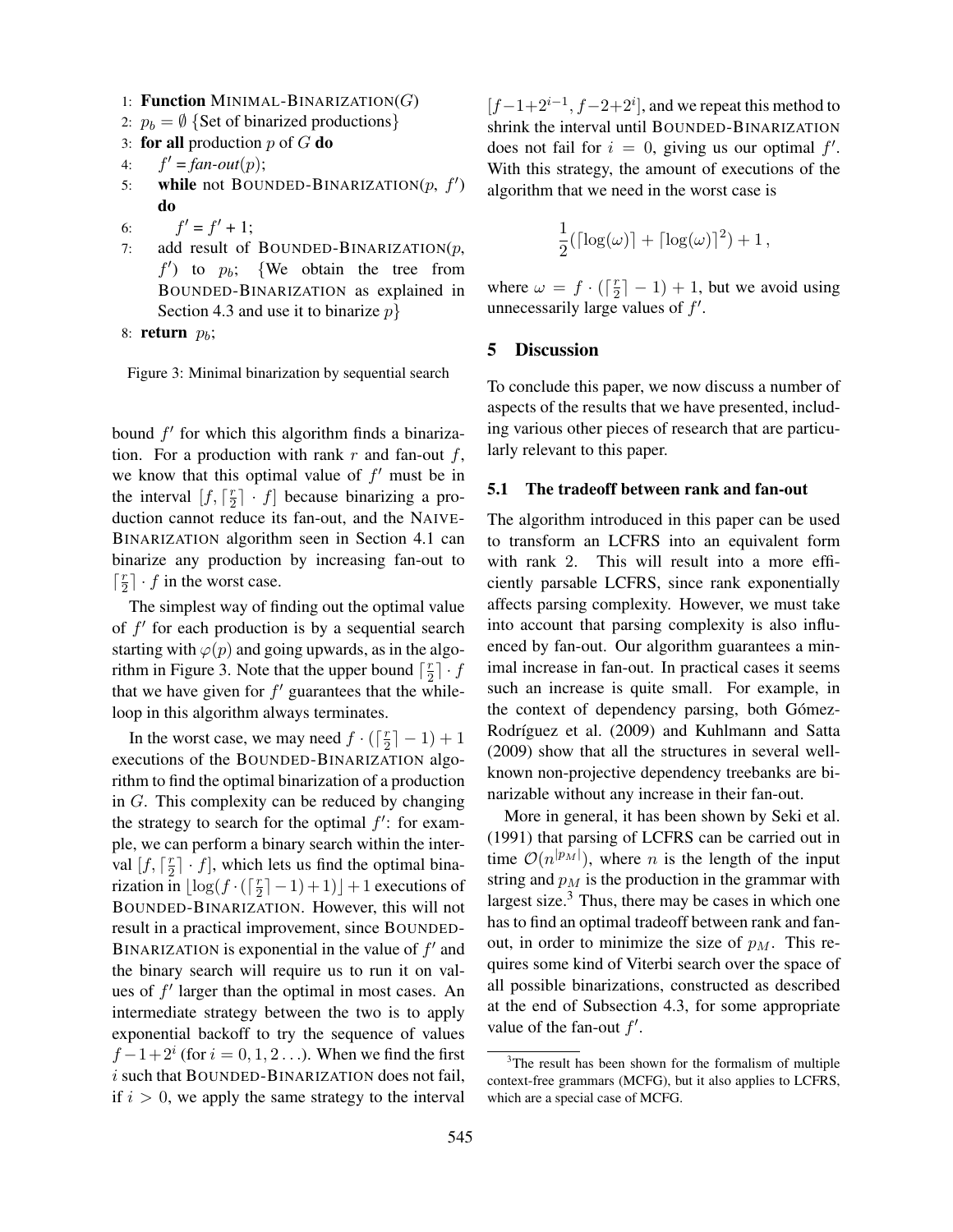```
1: Function MINIMAL-BINARIZATION(G)
2: p_b = ∅ {Set of binarized productions}
3: for all production p of G do
4:     f' = fan-out(p);
5:     while not BOUNDED-BINARIZATION(p, f') do
6:         f' = f' + 1;
7:     add result of BOUNDED-BINARIZATION(p, f') to p_b; {We obtain the tree from BOUNDED-BINARIZATION as explained in Section 4.3 and use it to binarize p}
8: return p_b;
```

Figure 3: Minimal binarization by sequential search

bound $f'$ for which this algorithm finds a binarization. For a production with rank $r$ and fan-out $f$, we know that this optimal value of $f'$ must be in the interval $[f, \lceil \frac{r}{2} \rceil \cdot f]$ because binarizing a production cannot reduce its fan-out, and the NAIVE-BINARIZATION algorithm seen in Section 4.1 can binarize any production by increasing fan-out to $\lceil \frac{r}{2} \rceil \cdot f$ in the worst case.

The simplest way of finding out the optimal value of $f'$ for each production is by a sequential search starting with $\varphi(p)$ and going upwards, as in the algorithm in Figure 3. Note that the upper bound $\lceil \frac{r}{2} \rceil \cdot f$ that we have given for $f'$ guarantees that the while-loop in this algorithm always terminates.

In the worst case, we may need $f \cdot (\lceil \frac{r}{2} \rceil - 1) + 1$ executions of the BOUNDED-BINARIZATION algorithm to find the optimal binarization of a production in $G$. This complexity can be reduced by changing the strategy to search for the optimal $f'$: for example, we can perform a binary search within the interval $[f, \lceil \frac{r}{2} \rceil \cdot f]$, which lets us find the optimal binarization in $\lfloor \log(f \cdot (\lceil \frac{r}{2} \rceil - 1) + 1) \rfloor + 1$ executions of BOUNDED-BINARIZATION. However, this will not result in a practical improvement, since BOUNDED-BINARIZATION is exponential in the value of $f'$ and the binary search will require us to run it on values of $f'$ larger than the optimal in most cases. An intermediate strategy between the two is to apply exponential backoff to try the sequence of values $f - 1 + 2^i$ (for $i = 0, 1, 2 \ldots$). When we find the first $i$ such that BOUNDED-BINARIZATION does not fail, if $i > 0$, we apply the same strategy to the interval $[f - 1 + 2^{i-1}, f - 2 + 2^i]$, and we repeat this method to shrink the interval until BOUNDED-BINARIZATION does not fail for $i = 0$, giving us our optimal $f'$. With this strategy, the amount of executions of the algorithm that we need in the worst case is

$$\frac{1}{2}(\lceil \log(\omega) \rceil + \lceil \log(\omega) \rceil^2) + 1 \, ,$$

where $\omega = f \cdot (\lceil \frac{r}{2} \rceil - 1) + 1$, but we avoid using unnecessarily large values of $f'$.

## 5 Discussion

To conclude this paper, we now discuss a number of aspects of the results that we have presented, including various other pieces of research that are particularly relevant to this paper.

### 5.1 The tradeoff between rank and fan-out

The algorithm introduced in this paper can be used to transform an LCFRS into an equivalent form with rank 2. This will result into a more efficiently parsable LCFRS, since rank exponentially affects parsing complexity. However, we must take into account that parsing complexity is also influenced by fan-out. Our algorithm guarantees a minimal increase in fan-out. In practical cases it seems such an increase is quite small. For example, in the context of dependency parsing, both Gómez-Rodríguez et al. (2009) and Kuhlmann and Satta (2009) show that all the structures in several well-known non-projective dependency treebanks are binarizable without any increase in their fan-out.

More in general, it has been shown by Seki et al. (1991) that parsing of LCFRS can be carried out in time $\mathcal{O}(n^{|p_M|})$, where $n$ is the length of the input string and $p_M$ is the production in the grammar with largest size.[3] Thus, there may be cases in which one has to find an optimal tradeoff between rank and fan-out, in order to minimize the size of $p_M$. This requires some kind of Viterbi search over the space of all possible binarizations, constructed as described at the end of Subsection 4.3, for some appropriate value of the fan-out $f'$.

[3] The result has been shown for the formalism of multiple context-free grammars (MCFG), but it also applies to LCFRS, which are a special case of MCFG.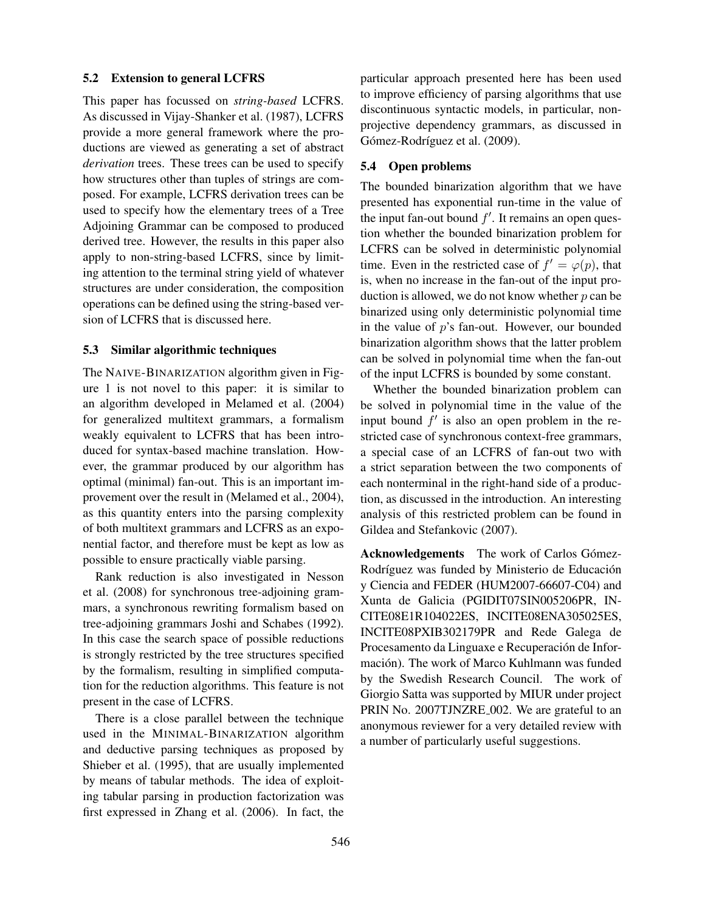### 5.2 Extension to general LCFRS

This paper has focussed on *string-based* LCFRS. As discussed in Vijay-Shanker et al. (1987), LCFRS provide a more general framework where the productions are viewed as generating a set of abstract *derivation* trees. These trees can be used to specify how structures other than tuples of strings are composed. For example, LCFRS derivation trees can be used to specify how the elementary trees of a Tree Adjoining Grammar can be composed to produced derived tree. However, the results in this paper also apply to non-string-based LCFRS, since by limiting attention to the terminal string yield of whatever structures are under consideration, the composition operations can be defined using the string-based version of LCFRS that is discussed here.

### 5.3 Similar algorithmic techniques

The NAIVE-BINARIZATION algorithm given in Figure 1 is not novel to this paper: it is similar to an algorithm developed in Melamed et al. (2004) for generalized multitext grammars, a formalism weakly equivalent to LCFRS that has been introduced for syntax-based machine translation. However, the grammar produced by our algorithm has optimal (minimal) fan-out. This is an important improvement over the result in (Melamed et al., 2004), as this quantity enters into the parsing complexity of both multitext grammars and LCFRS as an exponential factor, and therefore must be kept as low as possible to ensure practically viable parsing.

Rank reduction is also investigated in Nesson et al. (2008) for synchronous tree-adjoining grammars, a synchronous rewriting formalism based on tree-adjoining grammars Joshi and Schabes (1992). In this case the search space of possible reductions is strongly restricted by the tree structures specified by the formalism, resulting in simplified computation for the reduction algorithms. This feature is not present in the case of LCFRS.

There is a close parallel between the technique used in the MINIMAL-BINARIZATION algorithm and deductive parsing techniques as proposed by Shieber et al. (1995), that are usually implemented by means of tabular methods. The idea of exploiting tabular parsing in production factorization was first expressed in Zhang et al. (2006). In fact, the particular approach presented here has been used to improve efficiency of parsing algorithms that use discontinuous syntactic models, in particular, non-projective dependency grammars, as discussed in Gómez-Rodríguez et al. (2009).

### 5.4 Open problems

The bounded binarization algorithm that we have presented has exponential run-time in the value of the input fan-out bound $f'$. It remains an open question whether the bounded binarization problem for LCFRS can be solved in deterministic polynomial time. Even in the restricted case of $f' = \varphi(p)$, that is, when no increase in the fan-out of the input production is allowed, we do not know whether $p$ can be binarized using only deterministic polynomial time in the value of $p$'s fan-out. However, our bounded binarization algorithm shows that the latter problem can be solved in polynomial time when the fan-out of the input LCFRS is bounded by some constant.

Whether the bounded binarization problem can be solved in polynomial time in the value of the input bound $f'$ is also an open problem in the restricted case of synchronous context-free grammars, a special case of an LCFRS of fan-out two with a strict separation between the two components of each nonterminal in the right-hand side of a production, as discussed in the introduction. An interesting analysis of this restricted problem can be found in Gildea and Stefankovic (2007).

**Acknowledgements** The work of Carlos Gómez-Rodríguez was funded by Ministerio de Educación y Ciencia and FEDER (HUM2007-66607-C04) and Xunta de Galicia (PGIDIT07SIN005206PR, INCITE08E1R104022ES, INCITE08ENA305025ES, INCITE08PXIB302179PR and Rede Galega de Procesamento da Linguaxe e Recuperación de Información). The work of Marco Kuhlmann was funded by the Swedish Research Council. The work of Giorgio Satta was supported by MIUR under project PRIN No. 2007TJNZRE_002. We are grateful to an anonymous reviewer for a very detailed review with a number of particularly useful suggestions.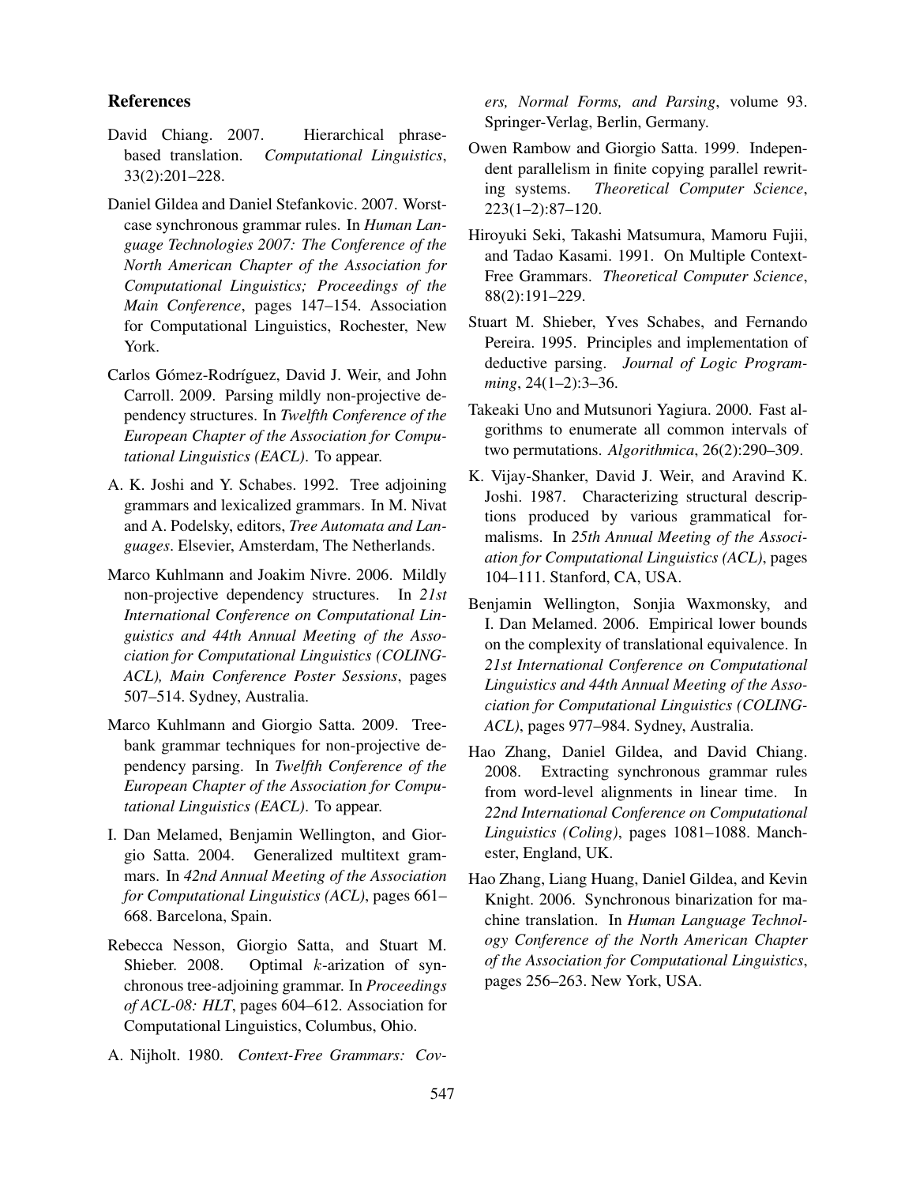## References

David Chiang. 2007. Hierarchical phrase-based translation. *Computational Linguistics*, 33(2):201–228.

Daniel Gildea and Daniel Stefankovic. 2007. Worst-case synchronous grammar rules. In *Human Language Technologies 2007: The Conference of the North American Chapter of the Association for Computational Linguistics; Proceedings of the Main Conference*, pages 147–154. Association for Computational Linguistics, Rochester, New York.

Carlos Gómez-Rodríguez, David J. Weir, and John Carroll. 2009. Parsing mildly non-projective dependency structures. In *Twelfth Conference of the European Chapter of the Association for Computational Linguistics (EACL)*. To appear.

A. K. Joshi and Y. Schabes. 1992. Tree adjoining grammars and lexicalized grammars. In M. Nivat and A. Podelsky, editors, *Tree Automata and Languages*. Elsevier, Amsterdam, The Netherlands.

Marco Kuhlmann and Joakim Nivre. 2006. Mildly non-projective dependency structures. In *21st International Conference on Computational Linguistics and 44th Annual Meeting of the Association for Computational Linguistics (COLING-ACL), Main Conference Poster Sessions*, pages 507–514. Sydney, Australia.

Marco Kuhlmann and Giorgio Satta. 2009. Treebank grammar techniques for non-projective dependency parsing. In *Twelfth Conference of the European Chapter of the Association for Computational Linguistics (EACL)*. To appear.

I. Dan Melamed, Benjamin Wellington, and Giorgio Satta. 2004. Generalized multitext grammars. In *42nd Annual Meeting of the Association for Computational Linguistics (ACL)*, pages 661–668. Barcelona, Spain.

Rebecca Nesson, Giorgio Satta, and Stuart M. Shieber. 2008. Optimal $k$-arization of synchronous tree-adjoining grammar. In *Proceedings of ACL-08: HLT*, pages 604–612. Association for Computational Linguistics, Columbus, Ohio.

A. Nijholt. 1980. *Context-Free Grammars: Covers, Normal Forms, and Parsing*, volume 93. Springer-Verlag, Berlin, Germany.

Owen Rambow and Giorgio Satta. 1999. Independent parallelism in finite copying parallel rewriting systems. *Theoretical Computer Science*, 223(1–2):87–120.

Hiroyuki Seki, Takashi Matsumura, Mamoru Fujii, and Tadao Kasami. 1991. On Multiple Context-Free Grammars. *Theoretical Computer Science*, 88(2):191–229.

Stuart M. Shieber, Yves Schabes, and Fernando Pereira. 1995. Principles and implementation of deductive parsing. *Journal of Logic Programming*, 24(1–2):3–36.

Takeaki Uno and Mutsunori Yagiura. 2000. Fast algorithms to enumerate all common intervals of two permutations. *Algorithmica*, 26(2):290–309.

K. Vijay-Shanker, David J. Weir, and Aravind K. Joshi. 1987. Characterizing structural descriptions produced by various grammatical formalisms. In *25th Annual Meeting of the Association for Computational Linguistics (ACL)*, pages 104–111. Stanford, CA, USA.

Benjamin Wellington, Sonjia Waxmonsky, and I. Dan Melamed. 2006. Empirical lower bounds on the complexity of translational equivalence. In *21st International Conference on Computational Linguistics and 44th Annual Meeting of the Association for Computational Linguistics (COLING-ACL)*, pages 977–984. Sydney, Australia.

Hao Zhang, Daniel Gildea, and David Chiang. 2008. Extracting synchronous grammar rules from word-level alignments in linear time. In *22nd International Conference on Computational Linguistics (Coling)*, pages 1081–1088. Manchester, England, UK.

Hao Zhang, Liang Huang, Daniel Gildea, and Kevin Knight. 2006. Synchronous binarization for machine translation. In *Human Language Technology Conference of the North American Chapter of the Association for Computational Linguistics*, pages 256–263. New York, USA.